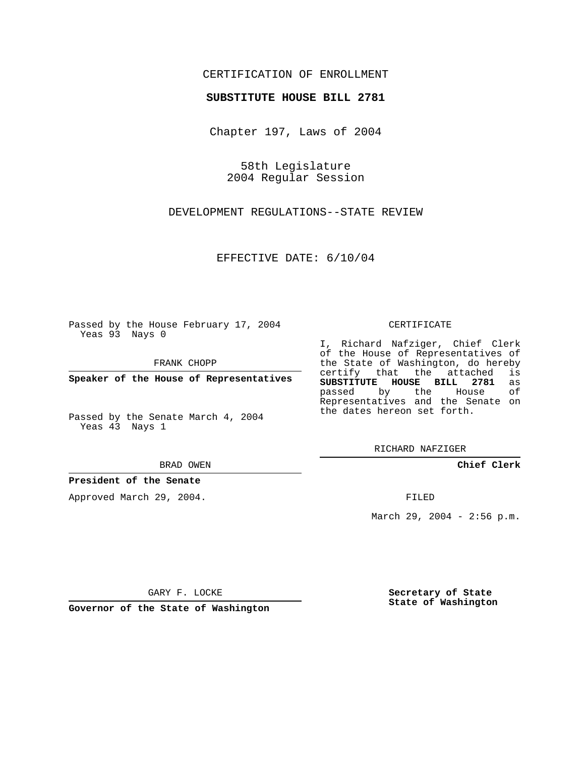CERTIFICATION OF ENROLLMENT

**SUBSTITUTE HOUSE BILL 2781**

Chapter 197, Laws of 2004

58th Legislature
2004 Regular Session

DEVELOPMENT REGULATIONS--STATE REVIEW

EFFECTIVE DATE: 6/10/04

Passed by the House February 17, 2004
Yeas 93 Nays 0

FRANK CHOPP

**Speaker of the House of Representatives**

Passed by the Senate March 4, 2004
Yeas 43 Nays 1

BRAD OWEN

**President of the Senate**

Approved March 29, 2004.

GARY F. LOCKE

**Governor of the State of Washington**

CERTIFICATE

I, Richard Nafziger, Chief Clerk of the House of Representatives of the State of Washington, do hereby certify that the attached is **SUBSTITUTE HOUSE BILL 2781** as passed by the House of Representatives and the Senate on the dates hereon set forth.

RICHARD NAFZIGER

**Chief Clerk**

FILED

March 29, 2004 - 2:56 p.m.

**Secretary of State**
**State of Washington**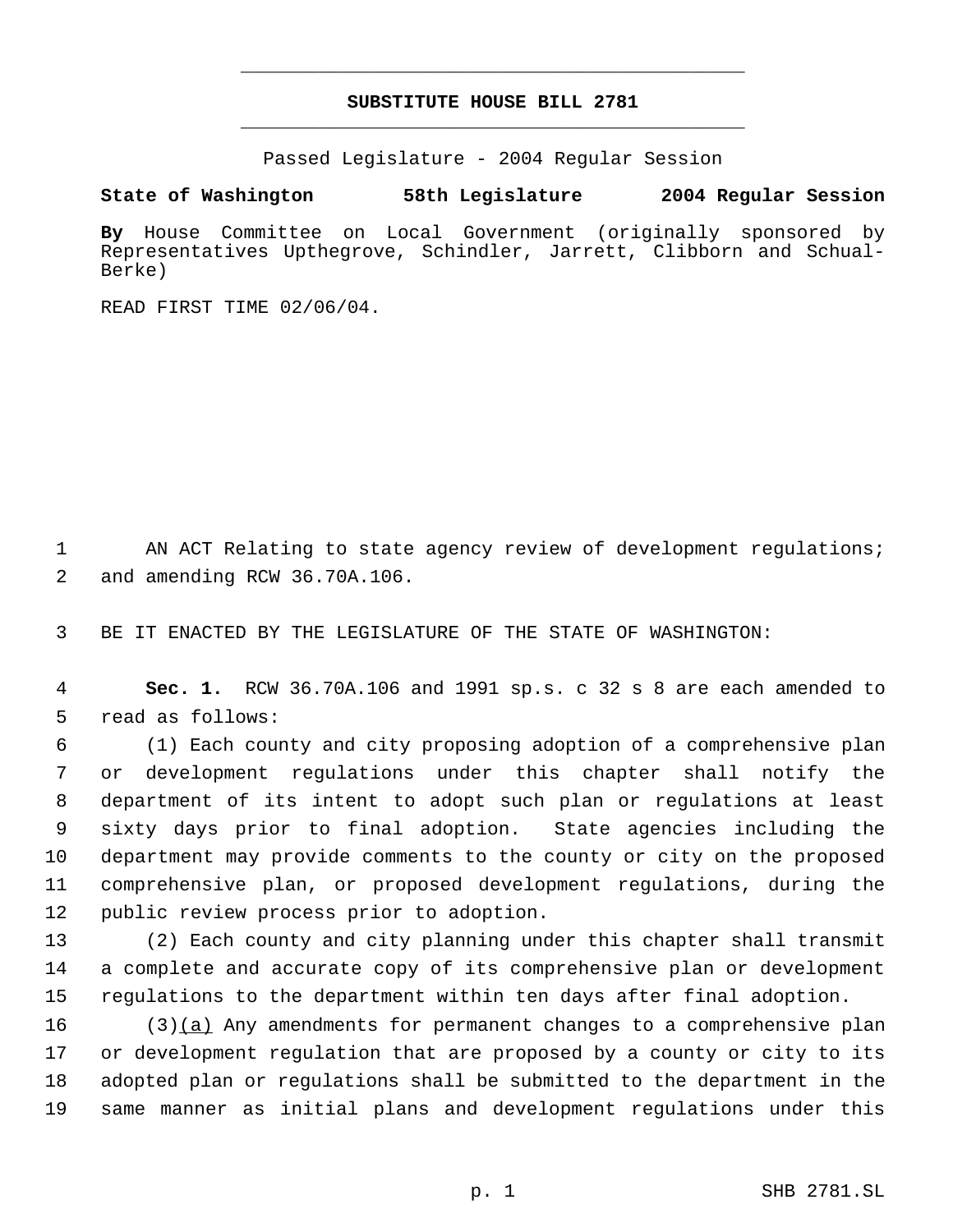# SUBSTITUTE HOUSE BILL 2781

Passed Legislature - 2004 Regular Session

**State of Washington 58th Legislature 2004 Regular Session**

**By** House Committee on Local Government (originally sponsored by Representatives Upthegrove, Schindler, Jarrett, Clibborn and Schual-Berke)

READ FIRST TIME 02/06/04.

AN ACT Relating to state agency review of development regulations; and amending RCW 36.70A.106.

BE IT ENACTED BY THE LEGISLATURE OF THE STATE OF WASHINGTON:

**Sec. 1.** RCW 36.70A.106 and 1991 sp.s. c 32 s 8 are each amended to read as follows:

(1) Each county and city proposing adoption of a comprehensive plan or development regulations under this chapter shall notify the department of its intent to adopt such plan or regulations at least sixty days prior to final adoption. State agencies including the department may provide comments to the county or city on the proposed comprehensive plan, or proposed development regulations, during the public review process prior to adoption.

(2) Each county and city planning under this chapter shall transmit a complete and accurate copy of its comprehensive plan or development regulations to the department within ten days after final adoption.

(3)<u>(a)</u> Any amendments for permanent changes to a comprehensive plan or development regulation that are proposed by a county or city to its adopted plan or regulations shall be submitted to the department in the same manner as initial plans and development regulations under this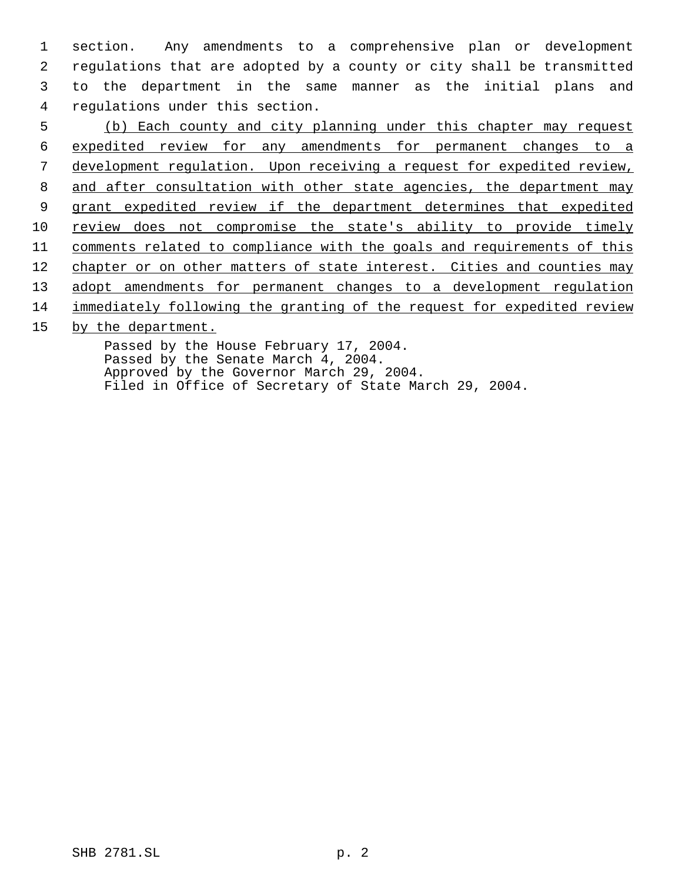section. Any amendments to a comprehensive plan or development regulations that are adopted by a county or city shall be transmitted to the department in the same manner as the initial plans and regulations under this section.

(b) Each county and city planning under this chapter may request expedited review for any amendments for permanent changes to a development regulation. Upon receiving a request for expedited review, and after consultation with other state agencies, the department may grant expedited review if the department determines that expedited review does not compromise the state's ability to provide timely comments related to compliance with the goals and requirements of this chapter or on other matters of state interest. Cities and counties may adopt amendments for permanent changes to a development regulation immediately following the granting of the request for expedited review by the department.

Passed by the House February 17, 2004.
Passed by the Senate March 4, 2004.
Approved by the Governor March 29, 2004.
Filed in Office of Secretary of State March 29, 2004.